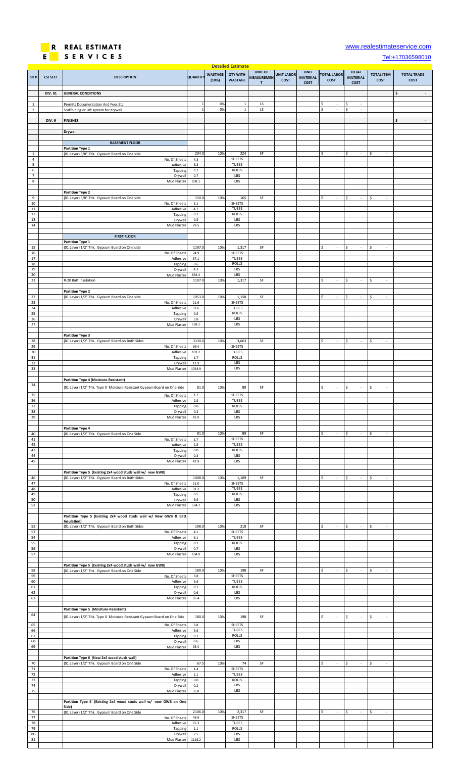**R E REAL ESTIMATE SERVICES**

www.realestimateservice.com

Tel:+17036598010

## Detailed Estimate

| SR # | CSI SECT | DESCRIPTION | QUANTITY | WASTAGE (10%) | QTY WITH WASTAGE | UNIT OF MEASUREMENT | UNIT LABOR COST | UNIT MATERIAL COST | TOTAL LABOR COST | TOTAL MATERIAL COST | TOTAL ITEM COST | TOTAL TRADE COST |
|---|---|---|---|---|---|---|---|---|---|---|---|---|
| | DIV. 01 | GENERAL CONDITIONS | | | | | | | | | | $ - |
| 1 | | Permits Documentation And Fees Etc. | 1 | 0% | 1 | LS | | | $ - | $ - | | |
| 2 | | Scaffolding or Lift system for drywall | 1 | 0% | 1 | LS | | | $ - | $ - | | |
| | DIV. 9 | FINISHES | | | | | | | | | | $ - |
| | | Drywall | | | | | | | | | | |
| | | BASEMENT FLOOR | | | | | | | | | | |
| | | Partition Type 1 | | | | | | | | | | |
| 3 | | (01 Layer) 5/8" Thk. Gypsum Board on One side | 204.0 | 10% | 224 | SF | | | $ - | $ - | $ - | |
| 4 | | No. Of Sheets | 4.3 | | SHEETS | | | | | | | |
| 5 | | Adhesive | 6.3 | | TUBES | | | | | | | |
| 6 | | Tapping | 0.1 | | ROLLS | | | | | | | |
| 7 | | Drywall | 0.7 | | LBS | | | | | | | |
| 8 | | Mud Plaster | 108.1 | | LBS | | | | | | | |
| | | Partition Type 2 | | | | | | | | | | |
| 9 | | (01 Layer) 5/8" Thk. Gypsum Board on One side | 150.0 | 10% | 165 | SF | | | $ - | $ - | $ - | |
| 10 | | No. Of Sheets | 3.1 | | SHEETS | | | | | | | |
| 11 | | Adhesive | 4.7 | | TUBES | | | | | | | |
| 12 | | Tapping | 0.1 | | ROLLS | | | | | | | |
| 13 | | Drywall | 0.5 | | LBS | | | | | | | |
| 14 | | Mud Plaster | 79.5 | | LBS | | | | | | | |
| | | FIRST FLOOR | | | | | | | | | | |
| | | Partition Type 1 | | | | | | | | | | |
| 15 | | (01 Layer) 1/2" Thk. Gypsum Board on One side | 1197.0 | 10% | 1,317 | SF | | | $ - | $ - | $ - | |
| 16 | | No. Of Sheets | 24.9 | | SHEETS | | | | | | | |
| 17 | | Adhesive | 37.1 | | TUBES | | | | | | | |
| 18 | | Tapping | 0.6 | | ROLLS | | | | | | | |
| 19 | | Drywall | 4.3 | | LBS | | | | | | | |
| 20 | | Mud Plaster | 634.4 | | LBS | | | | | | | |
| 21 | | R-20 Batt Insulation | 1197.0 | 10% | 1,317 | SF | | | $ - | $ - | $ - | |
| | | Partition Type 2 | | | | | | | | | | |
| 22 | | (01 Layer) 1/2" Thk. Gypsum Board on One side | 1053.0 | 10% | 1,158 | SF | | | $ - | $ - | $ - | |
| 23 | | No. Of Sheets | 21.9 | | SHEETS | | | | | | | |
| 24 | | Adhesive | 32.6 | | TUBES | | | | | | | |
| 25 | | Tapping | 0.5 | | ROLLS | | | | | | | |
| 26 | | Drywall | 3.8 | | LBS | | | | | | | |
| 27 | | Mud Plaster | 558.1 | | LBS | | | | | | | |
| | | Partition Type 3 | | | | | | | | | | |
| 28 | | (01 Layer) 1/2" Thk. Gypsum Board on Both Sides | 3330.0 | 10% | 3,663 | SF | | | $ - | $ - | $ - | |
| 29 | | No. Of Sheets | 69.4 | | SHEETS | | | | | | | |
| 30 | | Adhesive | 103.2 | | TUBES | | | | | | | |
| 31 | | Tapping | 1.7 | | ROLLS | | | | | | | |
| 32 | | Drywall | 11.9 | | LBS | | | | | | | |
| 33 | | Mud Plaster | 1764.9 | | LBS | | | | | | | |
| | | Partition Type 4 (Moisture-Resistant) | | | | | | | | | | |
| 34 | | (01 Layer) 1/2" Thk. Type X Moisture-Resistant Gypsum Board on One Side | 81.0 | 10% | 89 | SF | | | $ - | $ - | $ - | |
| 35 | | No. Of Sheets | 1.7 | | SHEETS | | | | | | | |
| 36 | | Adhesive | 2.5 | | TUBES | | | | | | | |
| 37 | | Tapping | 0.0 | | ROLLS | | | | | | | |
| 38 | | Drywall | 0.3 | | LBS | | | | | | | |
| 39 | | Mud Plaster | 42.9 | | LBS | | | | | | | |
| | | Partition Type 4 | | | | | | | | | | |
| 40 | | (01 Layer) 1/2" Thk. Gypsum Board on One Side | 81.0 | 10% | 89 | SF | | | $ - | $ - | $ - | |
| 41 | | No. Of Sheets | 1.7 | | SHEETS | | | | | | | |
| 42 | | Adhesive | 2.5 | | TUBES | | | | | | | |
| 43 | | Tapping | 0.0 | | ROLLS | | | | | | | |
| 44 | | Drywall | 0.3 | | LBS | | | | | | | |
| 45 | | Mud Plaster | 42.9 | | LBS | | | | | | | |
| | | Partition Type 5 (Existing 2x4 wood studs wall w/ new GWB) | | | | | | | | | | |
| 46 | | (01 Layer) 1/2" Thk. Gypsum Board on Both Sides | 1008.0 | 10% | 1,109 | SF | | | $ - | $ - | $ - | |
| 47 | | No. Of Sheets | 21.0 | | SHEETS | | | | | | | |
| 48 | | Adhesive | 31.2 | | TUBES | | | | | | | |
| 49 | | Tapping | 0.5 | | ROLLS | | | | | | | |
| 50 | | Drywall | 3.6 | | LBS | | | | | | | |
| 51 | | Mud Plaster | 534.2 | | LBS | | | | | | | |
| | | Partition Type 5 (Existing 2x4 wood studs wall w/ New GWB & Batt Insulation) | | | | | | | | | | |
| 52 | | (01 Layer) 1/2" Thk. Gypsum Board on Both Sides | 198.0 | 10% | 218 | SF | | | $ - | $ - | $ - | |
| 53 | | No. Of Sheets | 4.1 | | SHEETS | | | | | | | |
| 54 | | Adhesive | 6.1 | | TUBES | | | | | | | |
| 55 | | Tapping | 0.1 | | ROLLS | | | | | | | |
| 56 | | Drywall | 0.7 | | LBS | | | | | | | |
| 57 | | Mud Plaster | 104.9 | | LBS | | | | | | | |
| | | Partition Type 5 (Existing 2x4 wood studs wall w/ new GWB) | | | | | | | | | | |
| 58 | | (01 Layer) 1/2" Thk. Gypsum Board on One Side | 180.0 | 10% | 198 | SF | | | $ - | $ - | $ - | |
| 59 | | No. Of Sheets | 3.8 | | SHEETS | | | | | | | |
| 60 | | Adhesive | 5.6 | | TUBES | | | | | | | |
| 61 | | Tapping | 0.1 | | ROLLS | | | | | | | |
| 62 | | Drywall | 0.6 | | LBS | | | | | | | |
| 63 | | Mud Plaster | 95.4 | | LBS | | | | | | | |
| | | Partition Type 5 (Moisture-Resistant) | | | | | | | | | | |
| 64 | | (01 Layer) 1/2" Thk. Type X Moisture-Resistant Gypsum Board on One Side | 180.0 | 10% | 198 | SF | | | $ - | $ - | $ - | |
| 65 | | No. Of Sheets | 3.8 | | SHEETS | | | | | | | |
| 66 | | Adhesive | 5.6 | | TUBES | | | | | | | |
| 67 | | Tapping | 0.1 | | ROLLS | | | | | | | |
| 68 | | Drywall | 0.6 | | LBS | | | | | | | |
| 69 | | Mud Plaster | 95.4 | | LBS | | | | | | | |
| | | Partition Type 6 (New 2x4 wood studs wall) | | | | | | | | | | |
| 70 | | (01 Layer) 1/2" Thk. Gypsum Board on One Side | 67.5 | 10% | 74 | SF | | | $ - | $ - | $ - | |
| 71 | | No. Of Sheets | 1.4 | | SHEETS | | | | | | | |
| 72 | | Adhesive | 2.1 | | TUBES | | | | | | | |
| 73 | | Tapping | 0.0 | | ROLLS | | | | | | | |
| 74 | | Drywall | 0.2 | | LBS | | | | | | | |
| 75 | | Mud Plaster | 35.8 | | LBS | | | | | | | |
| | | Partition Type 6 (Existing 2x4 wood studs wall w/ new GWB on One Side) | | | | | | | | | | |
| 76 | | (01 Layer) 1/2" Thk. Gypsum Board on One Side | 2106.0 | 10% | 2,317 | SF | | | $ - | $ - | $ - | |
| 77 | | No. Of Sheets | 43.9 | | SHEETS | | | | | | | |
| 78 | | Adhesive | 65.3 | | TUBES | | | | | | | |
| 79 | | Tapping | 1.1 | | ROLLS | | | | | | | |
| 80 | | Drywall | 7.5 | | LBS | | | | | | | |
| 81 | | Mud Plaster | 1116.2 | | LBS | | | | | | | |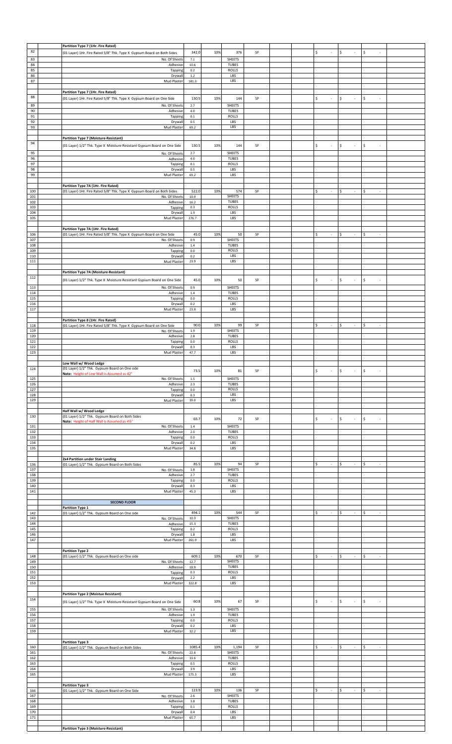| | Description | Qty | Waste | Total | Unit | | | | | | |
|---|---|---|---|---|---|---|---|---|---|---|---|
| | **Partition Type 7 (1Hr. Fire Rated)** | | | | | | | | | | |
| 82 | (01 Layer) 1Hr. Fire Rated 5/8" Thk. Type X Gypsum Board on Both Sides | 342.0 | 10% | 376 | SF | | | $ - | $ - | $ - | |
| 83 | No. Of Sheets | 7.1 | | SHEETS | | | | | | | |
| 84 | Adhesive | 10.6 | | TUBES | | | | | | | |
| 85 | Tapping | 0.2 | | ROLLS | | | | | | | |
| 86 | Drywall | 1.2 | | LBS | | | | | | | |
| 87 | Mud Plaster | 181.3 | | LBS | | | | | | | |
| | | | | | | | | | | | |
| | **Partition Type 7 (1Hr. Fire Rated)** | | | | | | | | | | |
| 88 | (01 Layer) 1Hr. Fire Rated 5/8" Thk. Type X Gypsum Board on One Side | 130.5 | 10% | 144 | SF | | | $ - | $ - | $ - | |
| 89 | No. Of Sheets | 2.7 | | SHEETS | | | | | | | |
| 90 | Adhesive | 4.0 | | TUBES | | | | | | | |
| 91 | Tapping | 0.1 | | ROLLS | | | | | | | |
| 92 | Drywall | 0.5 | | LBS | | | | | | | |
| 93 | Mud Plaster | 69.2 | | LBS | | | | | | | |
| | | | | | | | | | | | |
| | **Partition Type 7 (Moisture-Resistant)** | | | | | | | | | | |
| 94 | (01 Layer) 1/2" Thk. Type X Moisture-Resistant Gypsum Board on One Side | 130.5 | 10% | 144 | SF | | | $ - | $ - | $ - | |
| 95 | No. Of Sheets | 2.7 | | SHEETS | | | | | | | |
| 96 | Adhesive | 4.0 | | TUBES | | | | | | | |
| 97 | Tapping | 0.1 | | ROLLS | | | | | | | |
| 98 | Drywall | 0.5 | | LBS | | | | | | | |
| 99 | Mud Plaster | 69.2 | | LBS | | | | | | | |
| | | | | | | | | | | | |
| | **Partition Type 7A (1Hr. Fire Rated)** | | | | | | | | | | |
| 100 | (01 Layer) 1Hr. Fire Rated 5/8" Thk. Type X Gypsum Board on Both Sides | 522.0 | 10% | 574 | SF | | | $ - | $ - | $ - | |
| 101 | No. Of Sheets | 10.9 | | SHEETS | | | | | | | |
| 102 | Adhesive | 16.2 | | TUBES | | | | | | | |
| 103 | Tapping | 0.3 | | ROLLS | | | | | | | |
| 104 | Drywall | 1.9 | | LBS | | | | | | | |
| 105 | Mud Plaster | 276.7 | | LBS | | | | | | | |
| | | | | | | | | | | | |
| | **Partition Type 7A (1Hr. Fire Rated)** | | | | | | | | | | |
| 106 | (01 Layer) 1Hr. Fire Rated 5/8" Thk. Type X Gypsum Board on One Side | 45.0 | 10% | 50 | SF | | | $ - | $ - | $ - | |
| 107 | No. Of Sheets | 0.9 | | SHEETS | | | | | | | |
| 108 | Adhesive | 1.4 | | TUBES | | | | | | | |
| 109 | Tapping | 0.0 | | ROLLS | | | | | | | |
| 110 | Drywall | 0.2 | | LBS | | | | | | | |
| 111 | Mud Plaster | 23.9 | | LBS | | | | | | | |
| | | | | | | | | | | | |
| | **Partition Type 7A (Moisture-Resistant)** | | | | | | | | | | |
| 112 | (01 Layer) 1/2" Thk. Type X Moisture-Resistant Gypsum Board on One Side | 45.0 | 10% | 50 | SF | | | $ - | $ - | $ - | |
| 113 | No. Of Sheets | 0.9 | | SHEETS | | | | | | | |
| 114 | Adhesive | 1.4 | | TUBES | | | | | | | |
| 115 | Tapping | 0.0 | | ROLLS | | | | | | | |
| 116 | Drywall | 0.2 | | LBS | | | | | | | |
| 117 | Mud Plaster | 23.9 | | LBS | | | | | | | |
| | | | | | | | | | | | |
| | **Partition Type 8 (1Hr. Fire Rated)** | | | | | | | | | | |
| 118 | (01 Layer) 1Hr. Fire Rated 5/8" Thk. Type X Gypsum Board on One Side | 90.0 | 10% | 99 | SF | | | $ - | $ - | $ - | |
| 119 | No. Of Sheets | 1.9 | | SHEETS | | | | | | | |
| 120 | Adhesive | 2.8 | | TUBES | | | | | | | |
| 121 | Tapping | 0.0 | | ROLLS | | | | | | | |
| 122 | Drywall | 0.3 | | LBS | | | | | | | |
| 123 | Mud Plaster | 47.7 | | LBS | | | | | | | |
| | | | | | | | | | | | |
| | **Low Wall w/ Wood Ledge** | | | | | | | | | | |
| 124 | (01 Layer) 1/2" Thk. Gypsum Board on One side<br>Note: Height of Low Wall is Assumed as 42" | 73.5 | 10% | 81 | SF | | | $ - | $ - | $ - | |
| 125 | No. Of Sheets | 1.5 | | SHEETS | | | | | | | |
| 126 | Adhesive | 2.3 | | TUBES | | | | | | | |
| 127 | Tapping | 0.0 | | ROLLS | | | | | | | |
| 128 | Drywall | 0.3 | | LBS | | | | | | | |
| 129 | Mud Plaster | 39.0 | | LBS | | | | | | | |
| | | | | | | | | | | | |
| | **Half Wall w/ Wood Ledge** | | | | | | | | | | |
| 130 | (01 Layer) 1/2" Thk. Gypsum Board on Both Sides<br>Note: Height of Half Wall is Assumed as 4'6" | 65.7 | 10% | 72 | SF | | | $ - | $ - | $ - | |
| 131 | No. Of Sheets | 1.4 | | SHEETS | | | | | | | |
| 132 | Adhesive | 2.0 | | TUBES | | | | | | | |
| 133 | Tapping | 0.0 | | ROLLS | | | | | | | |
| 134 | Drywall | 0.2 | | LBS | | | | | | | |
| 135 | Mud Plaster | 34.8 | | LBS | | | | | | | |
| | | | | | | | | | | | |
| | **2x4 Partition under Stair Landing** | | | | | | | | | | |
| 136 | (01 Layer) 1/2" Thk. Gypsum Board on Both Sides | 85.5 | 10% | 94 | SF | | | $ - | $ - | $ - | |
| 137 | No. Of Sheets | 1.8 | | SHEETS | | | | | | | |
| 138 | Adhesive | 2.7 | | TUBES | | | | | | | |
| 139 | Tapping | 0.0 | | ROLLS | | | | | | | |
| 140 | Drywall | 0.3 | | LBS | | | | | | | |
| 141 | Mud Plaster | 45.3 | | LBS | | | | | | | |
| | | | | | | | | | | | |
| | **SECOND FLOOR** | | | | | | | | | | |
| | **Partition Type 1** | | | | | | | | | | |
| 142 | (01 Layer) 1/2" Thk. Gypsum Board on One side | 494.1 | 10% | 544 | SF | | | $ - | $ - | $ - | |
| 143 | No. Of Sheets | 10.3 | | SHEETS | | | | | | | |
| 144 | Adhesive | 15.3 | | TUBES | | | | | | | |
| 145 | Tapping | 0.2 | | ROLLS | | | | | | | |
| 146 | Drywall | 1.8 | | LBS | | | | | | | |
| 147 | Mud Plaster | 261.9 | | LBS | | | | | | | |
| | | | | | | | | | | | |
| | **Partition Type 2** | | | | | | | | | | |
| 148 | (01 Layer) 1/2" Thk. Gypsum Board on One side | 609.1 | 10% | 670 | SF | | | $ - | $ - | $ - | |
| 149 | No. Of Sheets | 12.7 | | SHEETS | | | | | | | |
| 150 | Adhesive | 18.9 | | TUBES | | | | | | | |
| 151 | Tapping | 0.3 | | ROLLS | | | | | | | |
| 152 | Drywall | 2.2 | | LBS | | | | | | | |
| 153 | Mud Plaster | 322.8 | | LBS | | | | | | | |
| | | | | | | | | | | | |
| | **Partition Type 2 (Moistue Resistant)** | | | | | | | | | | |
| 154 | (01 Layer) 1/2" Thk. Type X Moisture-Resistant Gypsum Board on One Side | 60.8 | 10% | 67 | SF | | | $ - | $ - | $ - | |
| 155 | No. Of Sheets | 1.3 | | SHEETS | | | | | | | |
| 156 | Adhesive | 1.9 | | TUBES | | | | | | | |
| 157 | Tapping | 0.0 | | ROLLS | | | | | | | |
| 158 | Drywall | 0.2 | | LBS | | | | | | | |
| 159 | Mud Plaster | 32.2 | | LBS | | | | | | | |
| | | | | | | | | | | | |
| | **Partition Type 3** | | | | | | | | | | |
| 160 | (01 Layer) 1/2" Thk. Gypsum Board on Both Sides | 1085.4 | 10% | 1,194 | SF | | | $ - | $ - | $ - | |
| 161 | No. Of Sheets | 22.6 | | SHEETS | | | | | | | |
| 162 | Adhesive | 33.6 | | TUBES | | | | | | | |
| 163 | Tapping | 0.5 | | ROLLS | | | | | | | |
| 164 | Drywall | 3.9 | | LBS | | | | | | | |
| 165 | Mud Plaster | 575.3 | | LBS | | | | | | | |
| | | | | | | | | | | | |
| | **Partition Type 3** | | | | | | | | | | |
| 166 | (01 Layer) 1/2" Thk. Gypsum Board on One Side | 123.9 | 10% | 136 | SF | | | $ - | $ - | $ - | |
| 167 | No. Of Sheets | 2.6 | | SHEETS | | | | | | | |
| 168 | Adhesive | 3.8 | | TUBES | | | | | | | |
| 169 | Tapping | 0.1 | | ROLLS | | | | | | | |
| 170 | Drywall | 0.4 | | LBS | | | | | | | |
| 171 | Mud Plaster | 65.7 | | LBS | | | | | | | |
| | | | | | | | | | | | |
| | **Partition Type 3 (Moisture-Resistant)** | | | | | | | | | | |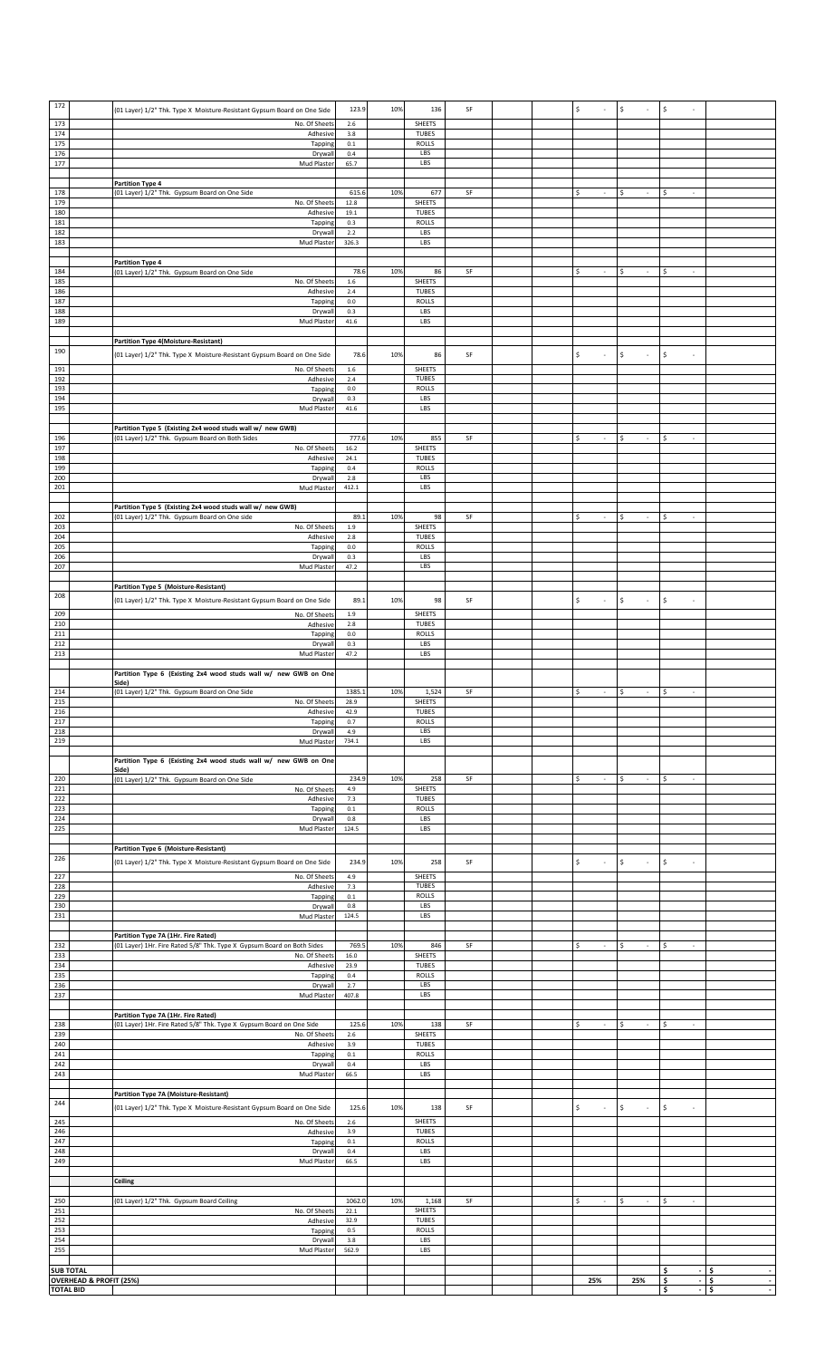| | | | | | | | | | | | |
|---|---|---|---|---|---|---|---|---|---|---|---|
| 172 | (01 Layer) 1/2" Thk. Type X Moisture-Resistant Gypsum Board on One Side | 123.9 | 10% | 136 | SF | | | $ - | $ - | $ - | |
| 173 | No. Of Sheets | 2.6 | | SHEETS | | | | | | | |
| 174 | Adhesive | 3.8 | | TUBES | | | | | | | |
| 175 | Tapping | 0.1 | | ROLLS | | | | | | | |
| 176 | Drywall | 0.4 | | LBS | | | | | | | |
| 177 | Mud Plaster | 65.7 | | LBS | | | | | | | |
| | **Partition Type 4** | | | | | | | | | | |
| 178 | (01 Layer) 1/2" Thk. Gypsum Board on One Side | 615.6 | 10% | 677 | SF | | | $ - | $ - | $ - | |
| 179 | No. Of Sheets | 12.8 | | SHEETS | | | | | | | |
| 180 | Adhesive | 19.1 | | TUBES | | | | | | | |
| 181 | Tapping | 0.3 | | ROLLS | | | | | | | |
| 182 | Drywall | 2.2 | | LBS | | | | | | | |
| 183 | Mud Plaster | 326.3 | | LBS | | | | | | | |
| | **Partition Type 4** | | | | | | | | | | |
| 184 | (01 Layer) 1/2" Thk. Gypsum Board on One Side | 78.6 | 10% | 86 | SF | | | $ - | $ - | $ - | |
| 185 | No. Of Sheets | 1.6 | | SHEETS | | | | | | | |
| 186 | Adhesive | 2.4 | | TUBES | | | | | | | |
| 187 | Tapping | 0.0 | | ROLLS | | | | | | | |
| 188 | Drywall | 0.3 | | LBS | | | | | | | |
| 189 | Mud Plaster | 41.6 | | LBS | | | | | | | |
| | **Partition Type 4(Moisture-Resistant)** | | | | | | | | | | |
| 190 | (01 Layer) 1/2" Thk. Type X Moisture-Resistant Gypsum Board on One Side | 78.6 | 10% | 86 | SF | | | $ - | $ - | $ - | |
| 191 | No. Of Sheets | 1.6 | | SHEETS | | | | | | | |
| 192 | Adhesive | 2.4 | | TUBES | | | | | | | |
| 193 | Tapping | 0.0 | | ROLLS | | | | | | | |
| 194 | Drywall | 0.3 | | LBS | | | | | | | |
| 195 | Mud Plaster | 41.6 | | LBS | | | | | | | |
| | **Partition Type 5 (Existing 2x4 wood studs wall w/ new GWB)** | | | | | | | | | | |
| 196 | (01 Layer) 1/2" Thk. Gypsum Board on Both Sides | 777.6 | 10% | 855 | SF | | | $ - | $ - | $ - | |
| 197 | No. Of Sheets | 16.2 | | SHEETS | | | | | | | |
| 198 | Adhesive | 24.1 | | TUBES | | | | | | | |
| 199 | Tapping | 0.4 | | ROLLS | | | | | | | |
| 200 | Drywall | 2.8 | | LBS | | | | | | | |
| 201 | Mud Plaster | 412.1 | | LBS | | | | | | | |
| | **Partition Type 5 (Existing 2x4 wood studs wall w/ new GWB)** | | | | | | | | | | |
| 202 | (01 Layer) 1/2" Thk. Gypsum Board on One side | 89.1 | 10% | 98 | SF | | | $ - | $ - | $ - | |
| 203 | No. Of Sheets | 1.9 | | SHEETS | | | | | | | |
| 204 | Adhesive | 2.8 | | TUBES | | | | | | | |
| 205 | Tapping | 0.0 | | ROLLS | | | | | | | |
| 206 | Drywall | 0.3 | | LBS | | | | | | | |
| 207 | Mud Plaster | 47.2 | | LBS | | | | | | | |
| | **Partition Type 5 (Moisture-Resistant)** | | | | | | | | | | |
| 208 | (01 Layer) 1/2" Thk. Type X Moisture-Resistant Gypsum Board on One Side | 89.1 | 10% | 98 | SF | | | $ - | $ - | $ - | |
| 209 | No. Of Sheets | 1.9 | | SHEETS | | | | | | | |
| 210 | Adhesive | 2.8 | | TUBES | | | | | | | |
| 211 | Tapping | 0.0 | | ROLLS | | | | | | | |
| 212 | Drywall | 0.3 | | LBS | | | | | | | |
| 213 | Mud Plaster | 47.2 | | LBS | | | | | | | |
| | **Partition Type 6 (Existing 2x4 wood studs wall w/ new GWB on One Side)** | | | | | | | | | | |
| 214 | (01 Layer) 1/2" Thk. Gypsum Board on One Side | 1385.1 | 10% | 1,524 | SF | | | $ - | $ - | $ - | |
| 215 | No. Of Sheets | 28.9 | | SHEETS | | | | | | | |
| 216 | Adhesive | 42.9 | | TUBES | | | | | | | |
| 217 | Tapping | 0.7 | | ROLLS | | | | | | | |
| 218 | Drywall | 4.9 | | LBS | | | | | | | |
| 219 | Mud Plaster | 734.1 | | LBS | | | | | | | |
| | **Partition Type 6 (Existing 2x4 wood studs wall w/ new GWB on One Side)** | | | | | | | | | | |
| 220 | (01 Layer) 1/2" Thk. Gypsum Board on One Side | 234.9 | 10% | 258 | SF | | | $ - | $ - | $ - | |
| 221 | No. Of Sheets | 4.9 | | SHEETS | | | | | | | |
| 222 | Adhesive | 7.3 | | TUBES | | | | | | | |
| 223 | Tapping | 0.1 | | ROLLS | | | | | | | |
| 224 | Drywall | 0.8 | | LBS | | | | | | | |
| 225 | Mud Plaster | 124.5 | | LBS | | | | | | | |
| | **Partition Type 6 (Moisture-Resistant)** | | | | | | | | | | |
| 226 | (01 Layer) 1/2" Thk. Type X Moisture-Resistant Gypsum Board on One Side | 234.9 | 10% | 258 | SF | | | $ - | $ - | $ - | |
| 227 | No. Of Sheets | 4.9 | | SHEETS | | | | | | | |
| 228 | Adhesive | 7.3 | | TUBES | | | | | | | |
| 229 | Tapping | 0.1 | | ROLLS | | | | | | | |
| 230 | Drywall | 0.8 | | LBS | | | | | | | |
| 231 | Mud Plaster | 124.5 | | LBS | | | | | | | |
| | **Partition Type 7A (1Hr. Fire Rated)** | | | | | | | | | | |
| 232 | (01 Layer) 1Hr. Fire Rated 5/8" Thk. Type X Gypsum Board on Both Sides | 769.5 | 10% | 846 | SF | | | $ - | $ - | $ - | |
| 233 | No. Of Sheets | 16.0 | | SHEETS | | | | | | | |
| 234 | Adhesive | 23.9 | | TUBES | | | | | | | |
| 235 | Tapping | 0.4 | | ROLLS | | | | | | | |
| 236 | Drywall | 2.7 | | LBS | | | | | | | |
| 237 | Mud Plaster | 407.8 | | LBS | | | | | | | |
| | **Partition Type 7A (1Hr. Fire Rated)** | | | | | | | | | | |
| 238 | (01 Layer) 1Hr. Fire Rated 5/8" Thk. Type X Gypsum Board on One Side | 125.6 | 10% | 138 | SF | | | $ - | $ - | $ - | |
| 239 | No. Of Sheets | 2.6 | | SHEETS | | | | | | | |
| 240 | Adhesive | 3.9 | | TUBES | | | | | | | |
| 241 | Tapping | 0.1 | | ROLLS | | | | | | | |
| 242 | Drywall | 0.4 | | LBS | | | | | | | |
| 243 | Mud Plaster | 66.5 | | LBS | | | | | | | |
| | **Partition Type 7A (Moisture-Resistant)** | | | | | | | | | | |
| 244 | (01 Layer) 1/2" Thk. Type X Moisture-Resistant Gypsum Board on One Side | 125.6 | 10% | 138 | SF | | | $ - | $ - | $ - | |
| 245 | No. Of Sheets | 2.6 | | SHEETS | | | | | | | |
| 246 | Adhesive | 3.9 | | TUBES | | | | | | | |
| 247 | Tapping | 0.1 | | ROLLS | | | | | | | |
| 248 | Drywall | 0.4 | | LBS | | | | | | | |
| 249 | Mud Plaster | 66.5 | | LBS | | | | | | | |
| | **Ceiling** | | | | | | | | | | |
| 250 | (01 Layer) 1/2" Thk. Gypsum Board Ceiling | 1062.0 | 10% | 1,168 | SF | | | $ - | $ - | $ - | |
| 251 | No. Of Sheets | 22.1 | | SHEETS | | | | | | | |
| 252 | Adhesive | 32.9 | | TUBES | | | | | | | |
| 253 | Tapping | 0.5 | | ROLLS | | | | | | | |
| 254 | Drywall | 3.8 | | LBS | | | | | | | |
| 255 | Mud Plaster | 562.9 | | LBS | | | | | | | |
| **SUB TOTAL** | | | | | | | | | | $ - | $ - |
| **OVERHEAD & PROFIT (25%)** | | | | | | | | 25% | 25% | $ - | $ - |
| **TOTAL BID** | | | | | | | | | | $ - | $ - |